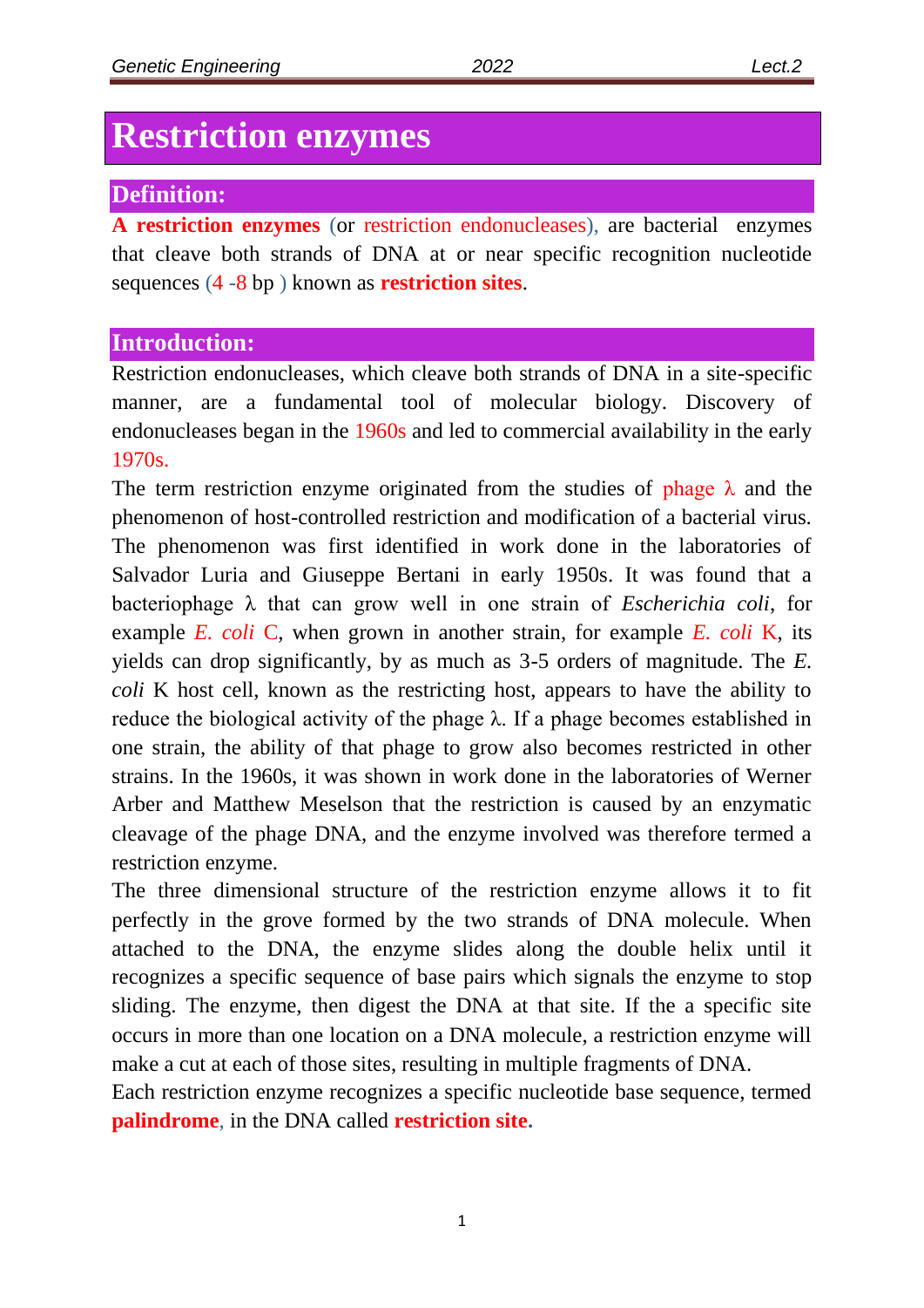# Restriction enzymes

## Definition:

**A restriction enzymes** (or restriction endonucleases), are bacterial enzymes that cleave both strands of DNA at or near specific recognition nucleotide sequences (4 -8 bp ) known as **restriction sites**.

## Introduction:

Restriction endonucleases, which cleave both strands of DNA in a site-specific manner, are a fundamental tool of molecular biology. Discovery of endonucleases began in the 1960s and led to commercial availability in the early 1970s.

The term restriction enzyme originated from the studies of phage λ and the phenomenon of host-controlled restriction and modification of a bacterial virus. The phenomenon was first identified in work done in the laboratories of Salvador Luria and Giuseppe Bertani in early 1950s. It was found that a bacteriophage λ that can grow well in one strain of *Escherichia coli*, for example *E. coli* C, when grown in another strain, for example *E. coli* K, its yields can drop significantly, by as much as 3-5 orders of magnitude. The *E. coli* K host cell, known as the restricting host, appears to have the ability to reduce the biological activity of the phage λ. If a phage becomes established in one strain, the ability of that phage to grow also becomes restricted in other strains. In the 1960s, it was shown in work done in the laboratories of Werner Arber and Matthew Meselson that the restriction is caused by an enzymatic cleavage of the phage DNA, and the enzyme involved was therefore termed a restriction enzyme.

The three dimensional structure of the restriction enzyme allows it to fit perfectly in the grove formed by the two strands of DNA molecule. When attached to the DNA, the enzyme slides along the double helix until it recognizes a specific sequence of base pairs which signals the enzyme to stop sliding. The enzyme, then digest the DNA at that site. If the a specific site occurs in more than one location on a DNA molecule, a restriction enzyme will make a cut at each of those sites, resulting in multiple fragments of DNA.

Each restriction enzyme recognizes a specific nucleotide base sequence, termed **palindrome**, in the DNA called **restriction site.**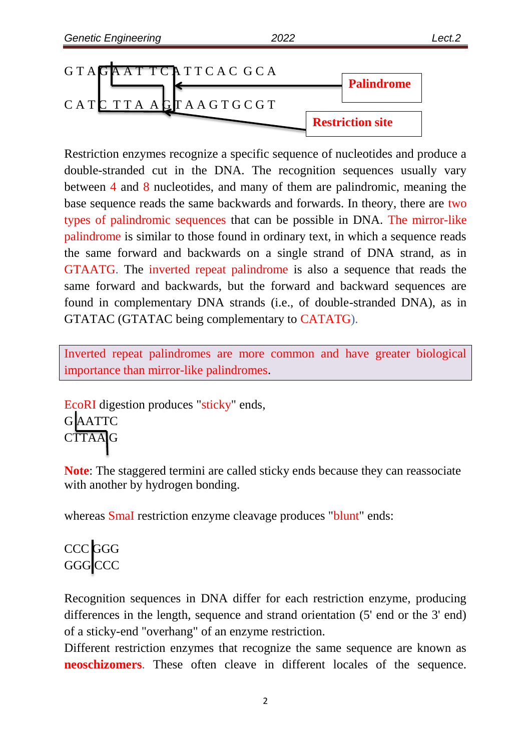```
G T A G A A T T C A T T C A C G C A
C A T C T T A A G T A A G T G C G T
```

**Palindrome**

**Restriction site**

Restriction enzymes recognize a specific sequence of nucleotides and produce a double-stranded cut in the DNA. The recognition sequences usually vary between 4 and 8 nucleotides, and many of them are palindromic, meaning the base sequence reads the same backwards and forwards. In theory, there are two types of palindromic sequences that can be possible in DNA. The mirror-like palindrome is similar to those found in ordinary text, in which a sequence reads the same forward and backwards on a single strand of DNA strand, as in GTAATG. The inverted repeat palindrome is also a sequence that reads the same forward and backwards, but the forward and backward sequences are found in complementary DNA strands (i.e., of double-stranded DNA), as in GTATAC (GTATAC being complementary to CATATG).

Inverted repeat palindromes are more common and have greater biological importance than mirror-like palindromes.

EcoRI digestion produces "sticky" ends,

```
G|AATTC
CTTAA|G
```

**Note**: The staggered termini are called sticky ends because they can reassociate with another by hydrogen bonding.

whereas SmaI restriction enzyme cleavage produces "blunt" ends:

```
CCC|GGG
GGG|CCC
```

Recognition sequences in DNA differ for each restriction enzyme, producing differences in the length, sequence and strand orientation (5' end or the 3' end) of a sticky-end "overhang" of an enzyme restriction.

Different restriction enzymes that recognize the same sequence are known as **neoschizomers**. These often cleave in different locales of the sequence.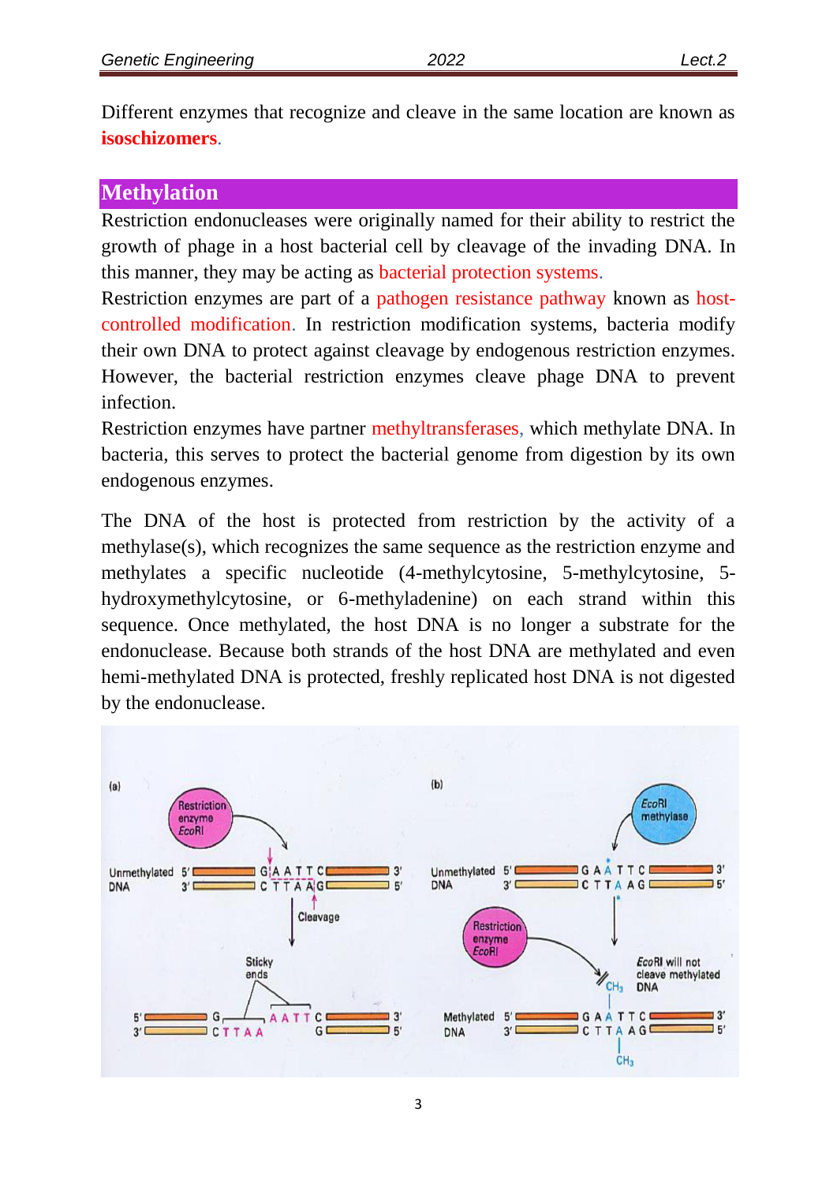Different enzymes that recognize and cleave in the same location are known as **isoschizomers**.

## Methylation

Restriction endonucleases were originally named for their ability to restrict the growth of phage in a host bacterial cell by cleavage of the invading DNA. In this manner, they may be acting as bacterial protection systems.

Restriction enzymes are part of a pathogen resistance pathway known as host-controlled modification. In restriction modification systems, bacteria modify their own DNA to protect against cleavage by endogenous restriction enzymes. However, the bacterial restriction enzymes cleave phage DNA to prevent infection.

Restriction enzymes have partner methyltransferases, which methylate DNA. In bacteria, this serves to protect the bacterial genome from digestion by its own endogenous enzymes.

The DNA of the host is protected from restriction by the activity of a methylase(s), which recognizes the same sequence as the restriction enzyme and methylates a specific nucleotide (4-methylcytosine, 5-methylcytosine, 5-hydroxymethylcytosine, or 6-methyladenine) on each strand within this sequence. Once methylated, the host DNA is no longer a substrate for the endonuclease. Because both strands of the host DNA are methylated and even hemi-methylated DNA is protected, freshly replicated host DNA is not digested by the endonuclease.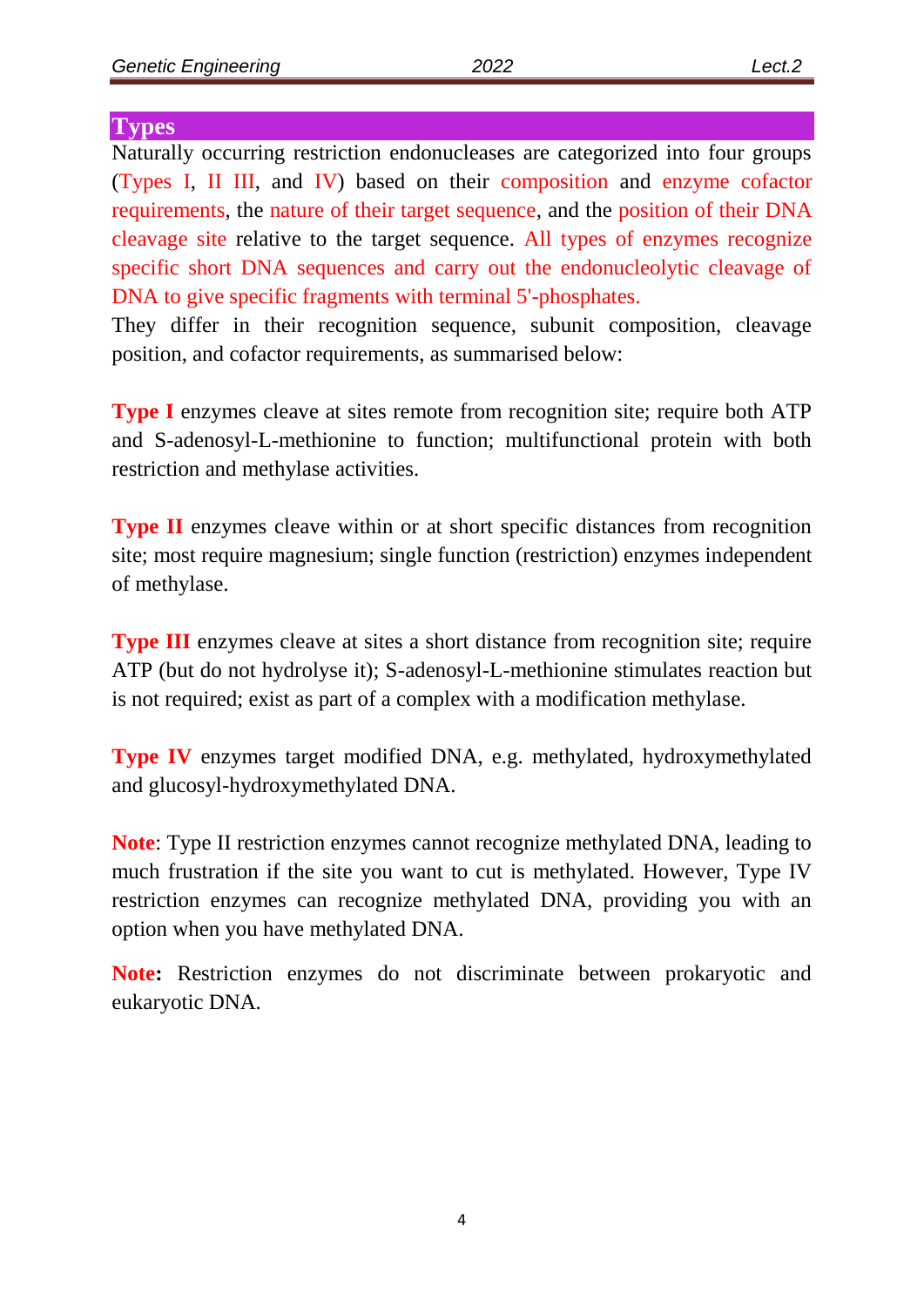## Types

Naturally occurring restriction endonucleases are categorized into four groups (Types I, II III, and IV) based on their composition and enzyme cofactor requirements, the nature of their target sequence, and the position of their DNA cleavage site relative to the target sequence. All types of enzymes recognize specific short DNA sequences and carry out the endonucleolytic cleavage of DNA to give specific fragments with terminal 5'-phosphates.

They differ in their recognition sequence, subunit composition, cleavage position, and cofactor requirements, as summarised below:

**Type I** enzymes cleave at sites remote from recognition site; require both ATP and S-adenosyl-L-methionine to function; multifunctional protein with both restriction and methylase activities.

**Type II** enzymes cleave within or at short specific distances from recognition site; most require magnesium; single function (restriction) enzymes independent of methylase.

**Type III** enzymes cleave at sites a short distance from recognition site; require ATP (but do not hydrolyse it); S-adenosyl-L-methionine stimulates reaction but is not required; exist as part of a complex with a modification methylase.

**Type IV** enzymes target modified DNA, e.g. methylated, hydroxymethylated and glucosyl-hydroxymethylated DNA.

**Note**: Type II restriction enzymes cannot recognize methylated DNA, leading to much frustration if the site you want to cut is methylated. However, Type IV restriction enzymes can recognize methylated DNA, providing you with an option when you have methylated DNA.

**Note:** Restriction enzymes do not discriminate between prokaryotic and eukaryotic DNA.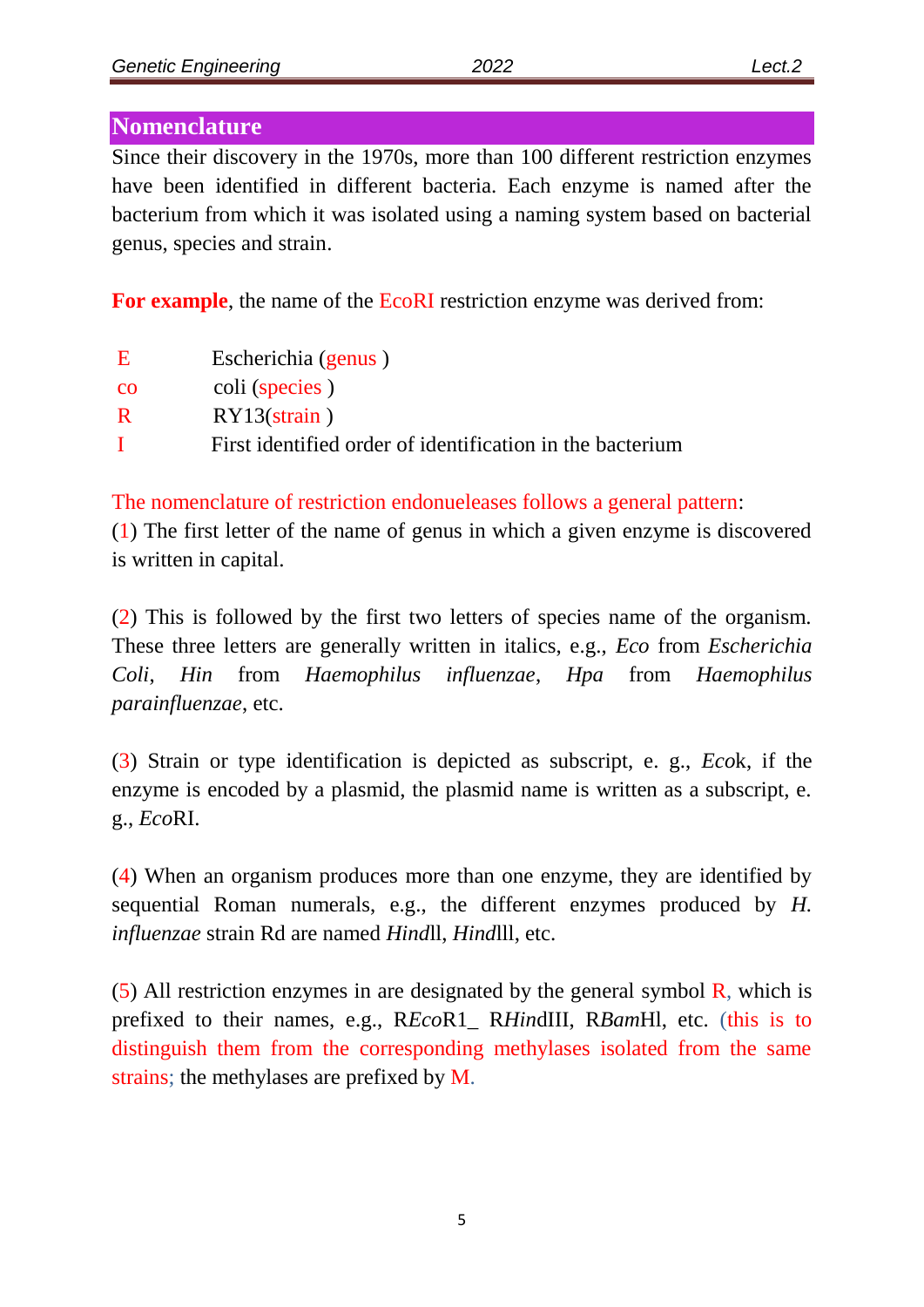## Nomenclature

Since their discovery in the 1970s, more than 100 different restriction enzymes have been identified in different bacteria. Each enzyme is named after the bacterium from which it was isolated using a naming system based on bacterial genus, species and strain.

**For example**, the name of the EcoRI restriction enzyme was derived from:

| | |
|---|---|
| E | Escherichia (genus ) |
| co | coli (species ) |
| R | RY13(strain ) |
| I | First identified order of identification in the bacterium |

The nomenclature of restriction endonueleases follows a general pattern:

(1) The first letter of the name of genus in which a given enzyme is discovered is written in capital.

(2) This is followed by the first two letters of species name of the organism. These three letters are generally written in italics, e.g., *Eco* from *Escherichia Coli*, *Hin* from *Haemophilus influenzae*, *Hpa* from *Haemophilus parainfluenzae*, etc.

(3) Strain or type identification is depicted as subscript, e. g., *Eco*k, if the enzyme is encoded by a plasmid, the plasmid name is written as a subscript, e. g., *Eco*RI.

(4) When an organism produces more than one enzyme, they are identified by sequential Roman numerals, e.g., the different enzymes produced by *H. influenzae* strain Rd are named *Hind*ll, *Hind*lll, etc.

(5) All restriction enzymes in are designated by the general symbol R, which is prefixed to their names, e.g., R*Eco*R1_ R*Hin*dIII, R*Bam*Hl, etc. (this is to distinguish them from the corresponding methylases isolated from the same strains; the methylases are prefixed by M.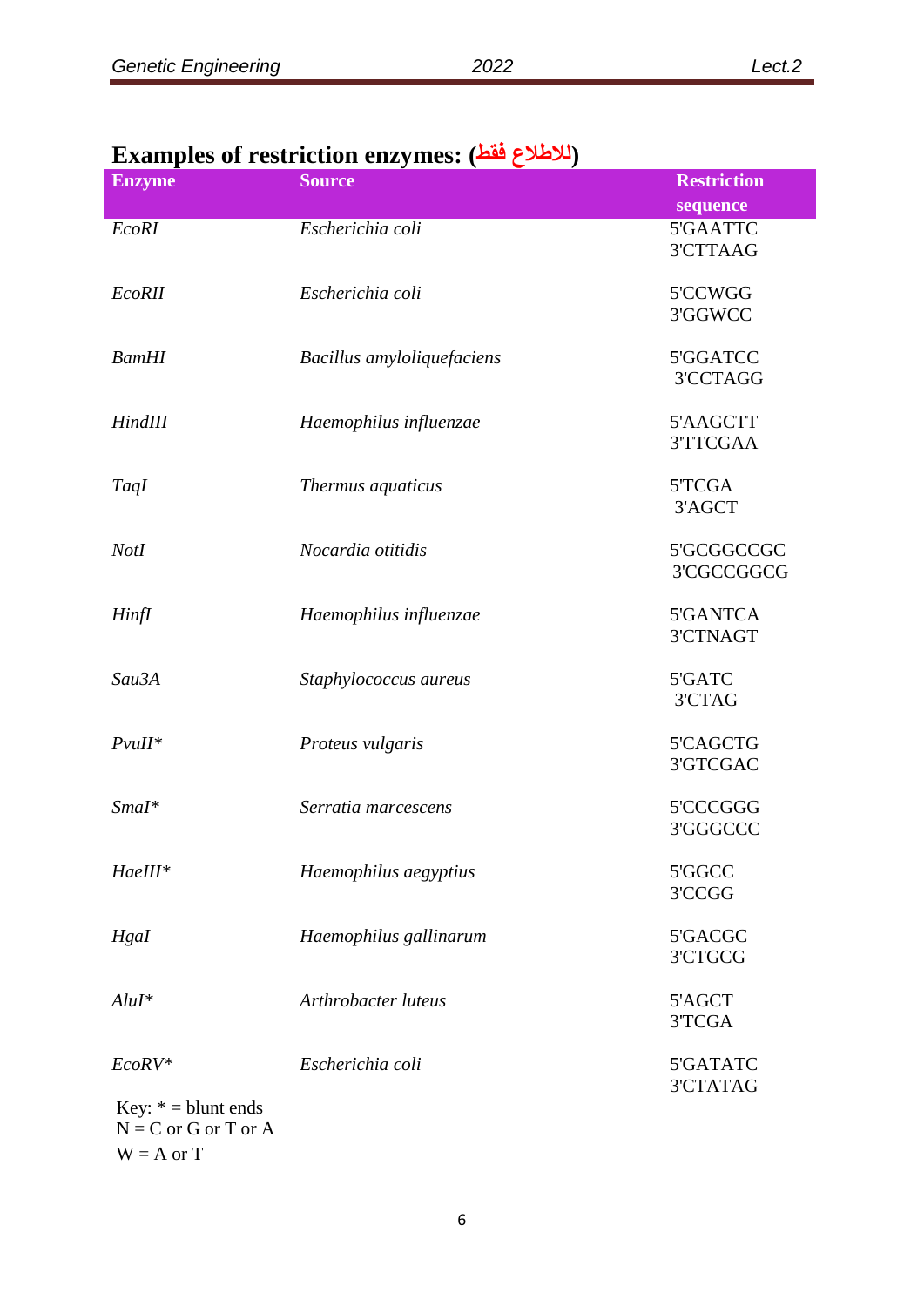## Examples of restriction enzymes: (للاطلاع فقط)

| Enzyme | Source | Restriction sequence |
|---|---|---|
| *EcoRI* | *Escherichia coli* | 5'GAATTC<br>3'CTTAAG |
| *EcoRII* | *Escherichia coli* | 5'CCWGG<br>3'GGWCC |
| *BamHI* | *Bacillus amyloliquefaciens* | 5'GGATCC<br>3'CCTAGG |
| *HindIII* | *Haemophilus influenzae* | 5'AAGCTT<br>3'TTCGAA |
| *TaqI* | *Thermus aquaticus* | 5'TCGA<br>3'AGCT |
| *NotI* | *Nocardia otitidis* | 5'GCGGCCGC<br>3'CGCCGGCG |
| *HinfI* | *Haemophilus influenzae* | 5'GANTCA<br>3'CTNAGT |
| *Sau3A* | *Staphylococcus aureus* | 5'GATC<br>3'CTAG |
| *PvuII** | *Proteus vulgaris* | 5'CAGCTG<br>3'GTCGAC |
| *SmaI** | *Serratia marcescens* | 5'CCCGGG<br>3'GGGCCC |
| *HaeIII** | *Haemophilus aegyptius* | 5'GGCC<br>3'CCGG |
| *HgaI* | *Haemophilus gallinarum* | 5'GACGC<br>3'CTGCG |
| *AluI** | *Arthrobacter luteus* | 5'AGCT<br>3'TCGA |
| *EcoRV** | *Escherichia coli* | 5'GATATC<br>3'CTATAG |

Key: * = blunt ends
N = C or G or T or A
W = A or T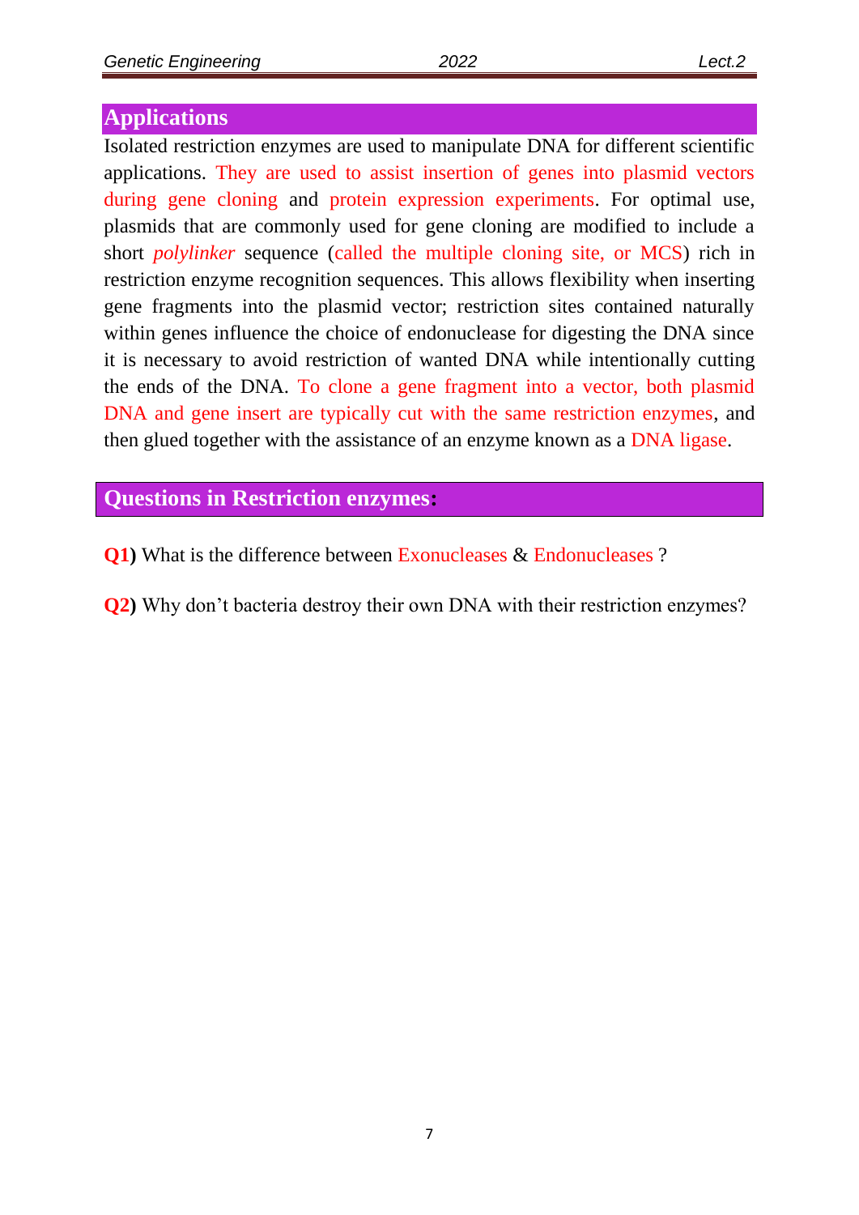## Applications

Isolated restriction enzymes are used to manipulate DNA for different scientific applications. They are used to assist insertion of genes into plasmid vectors during gene cloning and protein expression experiments. For optimal use, plasmids that are commonly used for gene cloning are modified to include a short *polylinker* sequence (called the multiple cloning site, or MCS) rich in restriction enzyme recognition sequences. This allows flexibility when inserting gene fragments into the plasmid vector; restriction sites contained naturally within genes influence the choice of endonuclease for digesting the DNA since it is necessary to avoid restriction of wanted DNA while intentionally cutting the ends of the DNA. To clone a gene fragment into a vector, both plasmid DNA and gene insert are typically cut with the same restriction enzymes, and then glued together with the assistance of an enzyme known as a DNA ligase.

## Questions in Restriction enzymes:

**Q1)** What is the difference between Exonucleases & Endonucleases ?

**Q2)** Why don't bacteria destroy their own DNA with their restriction enzymes?